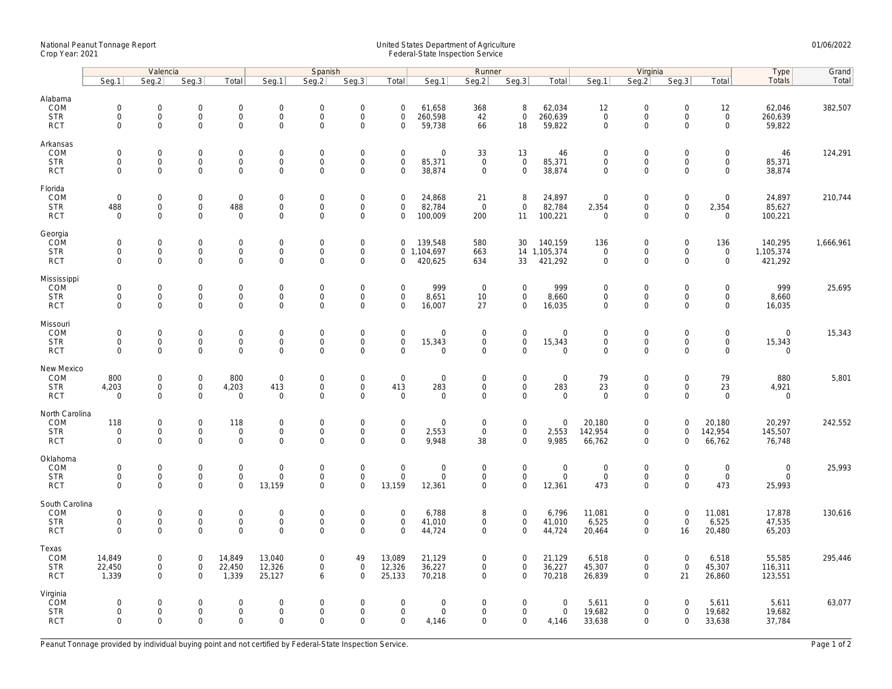National Peanut Tonnage Report
Crop Year: 2021

United States Department of Agriculture
Federal-State Inspection Service

01/06/2022

| | Valencia | | | | Spanish | | | | Runner | | | | Virginia | | | | Type | Grand |
|---|---|---|---|---|---|---|---|---|---|---|---|---|---|---|---|---|---|---|
| | Seg.1 | Seg.2 | Seg.3 | Total | Seg.1 | Seg.2 | Seg.3 | Total | Seg.1 | Seg.2 | Seg.3 | Total | Seg.1 | Seg.2 | Seg.3 | Total | Totals | Total |
| **Alabama** | | | | | | | | | | | | | | | | | | |
| COM | 0 | 0 | 0 | 0 | 0 | 0 | 0 | 0 | 61,658 | 368 | 8 | 62,034 | 12 | 0 | 0 | 12 | 62,046 | 382,507 |
| STR | 0 | 0 | 0 | 0 | 0 | 0 | 0 | 0 | 260,598 | 42 | 0 | 260,639 | 0 | 0 | 0 | 0 | 260,639 | |
| RCT | 0 | 0 | 0 | 0 | 0 | 0 | 0 | 0 | 59,738 | 66 | 18 | 59,822 | 0 | 0 | 0 | 0 | 59,822 | |
| **Arkansas** | | | | | | | | | | | | | | | | | | |
| COM | 0 | 0 | 0 | 0 | 0 | 0 | 0 | 0 | 0 | 33 | 13 | 46 | 0 | 0 | 0 | 0 | 46 | 124,291 |
| STR | 0 | 0 | 0 | 0 | 0 | 0 | 0 | 0 | 85,371 | 0 | 0 | 85,371 | 0 | 0 | 0 | 0 | 85,371 | |
| RCT | 0 | 0 | 0 | 0 | 0 | 0 | 0 | 0 | 38,874 | 0 | 0 | 38,874 | 0 | 0 | 0 | 0 | 38,874 | |
| **Florida** | | | | | | | | | | | | | | | | | | |
| COM | 0 | 0 | 0 | 0 | 0 | 0 | 0 | 0 | 24,868 | 21 | 8 | 24,897 | 0 | 0 | 0 | 0 | 24,897 | 210,744 |
| STR | 488 | 0 | 0 | 488 | 0 | 0 | 0 | 0 | 82,784 | 0 | 0 | 82,784 | 2,354 | 0 | 0 | 2,354 | 85,627 | |
| RCT | 0 | 0 | 0 | 0 | 0 | 0 | 0 | 0 | 100,009 | 200 | 11 | 100,221 | 0 | 0 | 0 | 0 | 100,221 | |
| **Georgia** | | | | | | | | | | | | | | | | | | |
| COM | 0 | 0 | 0 | 0 | 0 | 0 | 0 | 0 | 139,548 | 580 | 30 | 140,159 | 136 | 0 | 0 | 136 | 140,295 | 1,666,961 |
| STR | 0 | 0 | 0 | 0 | 0 | 0 | 0 | 0 | 1,104,697 | 663 | 14 | 1,105,374 | 0 | 0 | 0 | 0 | 1,105,374 | |
| RCT | 0 | 0 | 0 | 0 | 0 | 0 | 0 | 0 | 420,625 | 634 | 33 | 421,292 | 0 | 0 | 0 | 0 | 421,292 | |
| **Mississippi** | | | | | | | | | | | | | | | | | | |
| COM | 0 | 0 | 0 | 0 | 0 | 0 | 0 | 0 | 999 | 0 | 0 | 999 | 0 | 0 | 0 | 0 | 999 | 25,695 |
| STR | 0 | 0 | 0 | 0 | 0 | 0 | 0 | 0 | 8,651 | 10 | 0 | 8,660 | 0 | 0 | 0 | 0 | 8,660 | |
| RCT | 0 | 0 | 0 | 0 | 0 | 0 | 0 | 0 | 16,007 | 27 | 0 | 16,035 | 0 | 0 | 0 | 0 | 16,035 | |
| **Missouri** | | | | | | | | | | | | | | | | | | |
| COM | 0 | 0 | 0 | 0 | 0 | 0 | 0 | 0 | 0 | 0 | 0 | 0 | 0 | 0 | 0 | 0 | 0 | 15,343 |
| STR | 0 | 0 | 0 | 0 | 0 | 0 | 0 | 0 | 15,343 | 0 | 0 | 15,343 | 0 | 0 | 0 | 0 | 15,343 | |
| RCT | 0 | 0 | 0 | 0 | 0 | 0 | 0 | 0 | 0 | 0 | 0 | 0 | 0 | 0 | 0 | 0 | 0 | |
| **New Mexico** | | | | | | | | | | | | | | | | | | |
| COM | 800 | 0 | 0 | 800 | 0 | 0 | 0 | 0 | 0 | 0 | 0 | 0 | 79 | 0 | 0 | 79 | 880 | 5,801 |
| STR | 4,203 | 0 | 0 | 4,203 | 413 | 0 | 0 | 413 | 283 | 0 | 0 | 283 | 23 | 0 | 0 | 23 | 4,921 | |
| RCT | 0 | 0 | 0 | 0 | 0 | 0 | 0 | 0 | 0 | 0 | 0 | 0 | 0 | 0 | 0 | 0 | 0 | |
| **North Carolina** | | | | | | | | | | | | | | | | | | |
| COM | 118 | 0 | 0 | 118 | 0 | 0 | 0 | 0 | 0 | 0 | 0 | 0 | 20,180 | 0 | 0 | 20,180 | 20,297 | 242,552 |
| STR | 0 | 0 | 0 | 0 | 0 | 0 | 0 | 0 | 2,553 | 0 | 0 | 2,553 | 142,954 | 0 | 0 | 142,954 | 145,507 | |
| RCT | 0 | 0 | 0 | 0 | 0 | 0 | 0 | 0 | 9,948 | 38 | 0 | 9,985 | 66,762 | 0 | 0 | 66,762 | 76,748 | |
| **Oklahoma** | | | | | | | | | | | | | | | | | | |
| COM | 0 | 0 | 0 | 0 | 0 | 0 | 0 | 0 | 0 | 0 | 0 | 0 | 0 | 0 | 0 | 0 | 0 | 25,993 |
| STR | 0 | 0 | 0 | 0 | 0 | 0 | 0 | 0 | 0 | 0 | 0 | 0 | 0 | 0 | 0 | 0 | 0 | |
| RCT | 0 | 0 | 0 | 0 | 13,159 | 0 | 0 | 13,159 | 12,361 | 0 | 0 | 12,361 | 473 | 0 | 0 | 473 | 25,993 | |
| **South Carolina** | | | | | | | | | | | | | | | | | | |
| COM | 0 | 0 | 0 | 0 | 0 | 0 | 0 | 0 | 6,788 | 8 | 0 | 6,796 | 11,081 | 0 | 0 | 11,081 | 17,878 | 130,616 |
| STR | 0 | 0 | 0 | 0 | 0 | 0 | 0 | 0 | 41,010 | 0 | 0 | 41,010 | 6,525 | 0 | 0 | 6,525 | 47,535 | |
| RCT | 0 | 0 | 0 | 0 | 0 | 0 | 0 | 0 | 44,724 | 0 | 0 | 44,724 | 20,464 | 0 | 16 | 20,480 | 65,203 | |
| **Texas** | | | | | | | | | | | | | | | | | | |
| COM | 14,849 | 0 | 0 | 14,849 | 13,040 | 0 | 49 | 13,089 | 21,129 | 0 | 0 | 21,129 | 6,518 | 0 | 0 | 6,518 | 55,585 | 295,446 |
| STR | 22,450 | 0 | 0 | 22,450 | 12,326 | 0 | 0 | 12,326 | 36,227 | 0 | 0 | 36,227 | 45,307 | 0 | 0 | 45,307 | 116,311 | |
| RCT | 1,339 | 0 | 0 | 1,339 | 25,127 | 6 | 0 | 25,133 | 70,218 | 0 | 0 | 70,218 | 26,839 | 0 | 21 | 26,860 | 123,551 | |
| **Virginia** | | | | | | | | | | | | | | | | | | |
| COM | 0 | 0 | 0 | 0 | 0 | 0 | 0 | 0 | 0 | 0 | 0 | 0 | 5,611 | 0 | 0 | 5,611 | 5,611 | 63,077 |
| STR | 0 | 0 | 0 | 0 | 0 | 0 | 0 | 0 | 0 | 0 | 0 | 0 | 19,682 | 0 | 0 | 19,682 | 19,682 | |
| RCT | 0 | 0 | 0 | 0 | 0 | 0 | 0 | 0 | 4,146 | 0 | 0 | 4,146 | 33,638 | 0 | 0 | 33,638 | 37,784 | |

Peanut Tonnage provided by individual buying point and not certified by Federal-State Inspection Service.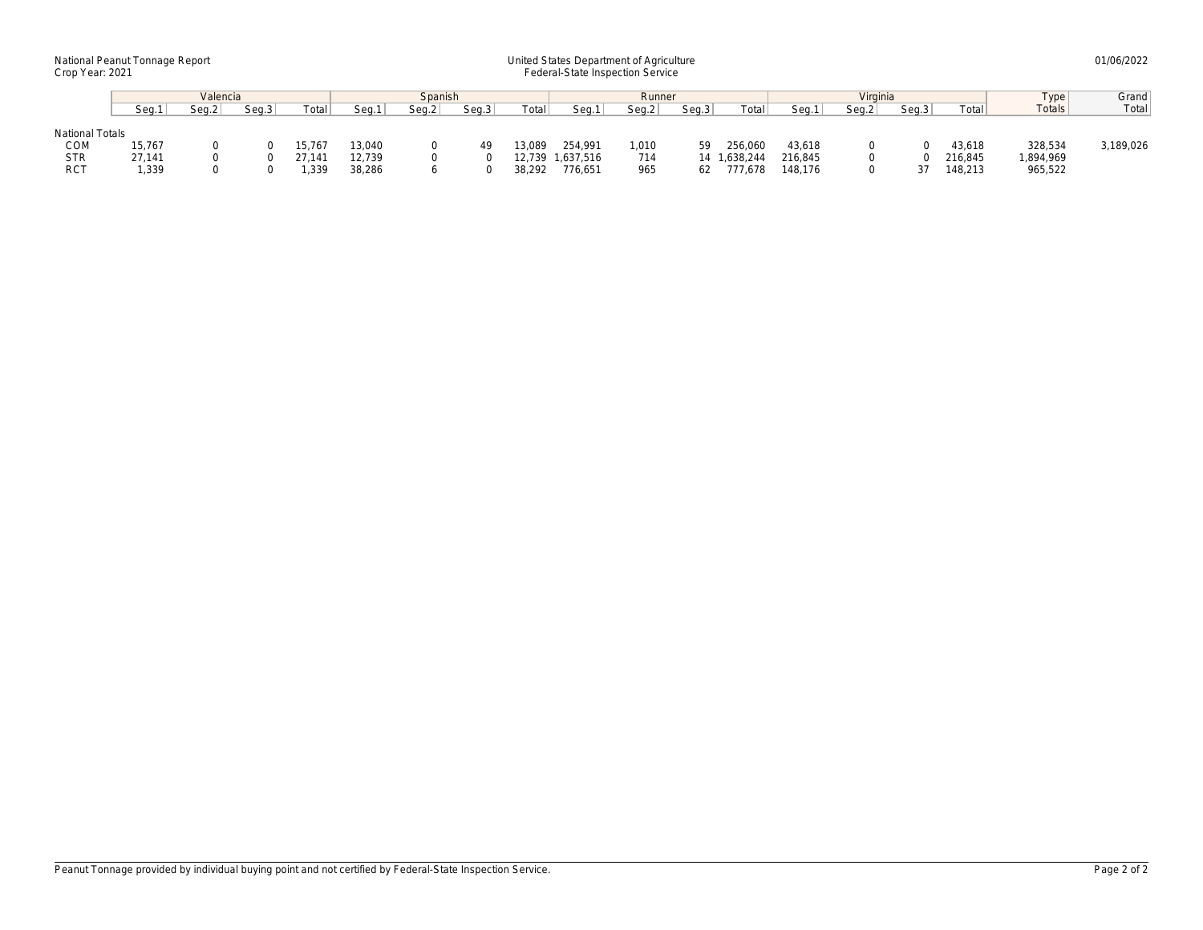National Peanut Tonnage Report
Crop Year: 2021

United States Department of Agriculture
Federal-State Inspection Service

01/06/2022

| | Valencia | | | | Spanish | | | | Runner | | | | Virginia | | | | Type | Grand |
|---|---|---|---|---|---|---|---|---|---|---|---|---|---|---|---|---|---|---|
| | Seg.1 | Seg.2 | Seg.3 | Total | Seg.1 | Seg.2 | Seg.3 | Total | Seg.1 | Seg.2 | Seg.3 | Total | Seg.1 | Seg.2 | Seg.3 | Total | Totals | Total |
| National Totals | | | | | | | | | | | | | | | | | | |
| COM | 15,767 | 0 | 0 | 15,767 | 13,040 | 0 | 49 | 13,089 | 254,991 | 1,010 | 59 | 256,060 | 43,618 | 0 | 0 | 43,618 | 328,534 | 3,189,026 |
| STR | 27,141 | 0 | 0 | 27,141 | 12,739 | 0 | 0 | 12,739 | 1,637,516 | 714 | 14 | 1,638,244 | 216,845 | 0 | 0 | 216,845 | 1,894,969 | |
| RCT | 1,339 | 0 | 0 | 1,339 | 38,286 | 6 | 0 | 38,292 | 776,651 | 965 | 62 | 777,678 | 148,176 | 0 | 37 | 148,213 | 965,522 | |

Peanut Tonnage provided by individual buying point and not certified by Federal-State Inspection Service.